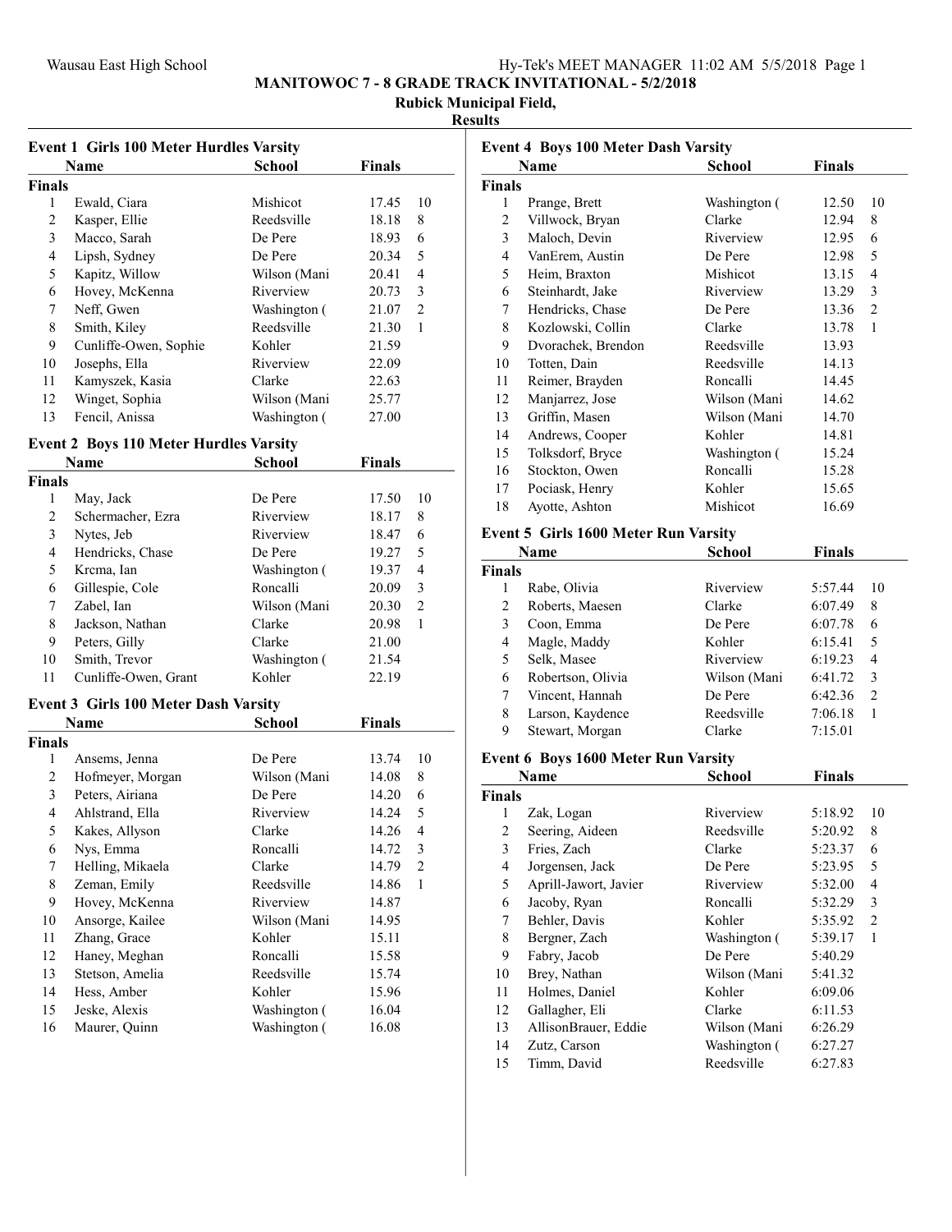# MANITOWOC 7 - 8 GRADE TRACK INVITATIONAL - 5/2/2018

**Rubick Municipal Field,**

**Results**

### Event 1 Girls 100 Meter Hurdles Varsity

| | Name | School | Finals | |
|---|---|---|---|---|
| **Finals** | | | | |
| 1 | Ewald, Ciara | Mishicot | 17.45 | 10 |
| 2 | Kasper, Ellie | Reedsville | 18.18 | 8 |
| 3 | Macco, Sarah | De Pere | 18.93 | 6 |
| 4 | Lipsh, Sydney | De Pere | 20.34 | 5 |
| 5 | Kapitz, Willow | Wilson (Mani | 20.41 | 4 |
| 6 | Hovey, McKenna | Riverview | 20.73 | 3 |
| 7 | Neff, Gwen | Washington ( | 21.07 | 2 |
| 8 | Smith, Kiley | Reedsville | 21.30 | 1 |
| 9 | Cunliffe-Owen, Sophie | Kohler | 21.59 | |
| 10 | Josephs, Ella | Riverview | 22.09 | |
| 11 | Kamyszek, Kasia | Clarke | 22.63 | |
| 12 | Winget, Sophia | Wilson (Mani | 25.77 | |
| 13 | Fencil, Anissa | Washington ( | 27.00 | |

### Event 2 Boys 110 Meter Hurdles Varsity

| | Name | School | Finals | |
|---|---|---|---|---|
| **Finals** | | | | |
| 1 | May, Jack | De Pere | 17.50 | 10 |
| 2 | Schermacher, Ezra | Riverview | 18.17 | 8 |
| 3 | Nytes, Jeb | Riverview | 18.47 | 6 |
| 4 | Hendricks, Chase | De Pere | 19.27 | 5 |
| 5 | Krcma, Ian | Washington ( | 19.37 | 4 |
| 6 | Gillespie, Cole | Roncalli | 20.09 | 3 |
| 7 | Zabel, Ian | Wilson (Mani | 20.30 | 2 |
| 8 | Jackson, Nathan | Clarke | 20.98 | 1 |
| 9 | Peters, Gilly | Clarke | 21.00 | |
| 10 | Smith, Trevor | Washington ( | 21.54 | |
| 11 | Cunliffe-Owen, Grant | Kohler | 22.19 | |

### Event 3 Girls 100 Meter Dash Varsity

| | Name | School | Finals | |
|---|---|---|---|---|
| **Finals** | | | | |
| 1 | Ansems, Jenna | De Pere | 13.74 | 10 |
| 2 | Hofmeyer, Morgan | Wilson (Mani | 14.08 | 8 |
| 3 | Peters, Airiana | De Pere | 14.20 | 6 |
| 4 | Ahlstrand, Ella | Riverview | 14.24 | 5 |
| 5 | Kakes, Allyson | Clarke | 14.26 | 4 |
| 6 | Nys, Emma | Roncalli | 14.72 | 3 |
| 7 | Helling, Mikaela | Clarke | 14.79 | 2 |
| 8 | Zeman, Emily | Reedsville | 14.86 | 1 |
| 9 | Hovey, McKenna | Riverview | 14.87 | |
| 10 | Ansorge, Kailee | Wilson (Mani | 14.95 | |
| 11 | Zhang, Grace | Kohler | 15.11 | |
| 12 | Haney, Meghan | Roncalli | 15.58 | |
| 13 | Stetson, Amelia | Reedsville | 15.74 | |
| 14 | Hess, Amber | Kohler | 15.96 | |
| 15 | Jeske, Alexis | Washington ( | 16.04 | |
| 16 | Maurer, Quinn | Washington ( | 16.08 | |

### Event 4 Boys 100 Meter Dash Varsity

| | Name | School | Finals | |
|---|---|---|---|---|
| **Finals** | | | | |
| 1 | Prange, Brett | Washington ( | 12.50 | 10 |
| 2 | Villwock, Bryan | Clarke | 12.94 | 8 |
| 3 | Maloch, Devin | Riverview | 12.95 | 6 |
| 4 | VanErem, Austin | De Pere | 12.98 | 5 |
| 5 | Heim, Braxton | Mishicot | 13.15 | 4 |
| 6 | Steinhardt, Jake | Riverview | 13.29 | 3 |
| 7 | Hendricks, Chase | De Pere | 13.36 | 2 |
| 8 | Kozlowski, Collin | Clarke | 13.78 | 1 |
| 9 | Dvorachek, Brendon | Reedsville | 13.93 | |
| 10 | Totten, Dain | Reedsville | 14.13 | |
| 11 | Reimer, Brayden | Roncalli | 14.45 | |
| 12 | Manjarrez, Jose | Wilson (Mani | 14.62 | |
| 13 | Griffin, Masen | Wilson (Mani | 14.70 | |
| 14 | Andrews, Cooper | Kohler | 14.81 | |
| 15 | Tolksdorf, Bryce | Washington ( | 15.24 | |
| 16 | Stockton, Owen | Roncalli | 15.28 | |
| 17 | Pociask, Henry | Kohler | 15.65 | |
| 18 | Ayotte, Ashton | Mishicot | 16.69 | |

### Event 5 Girls 1600 Meter Run Varsity

| | Name | School | Finals | |
|---|---|---|---|---|
| **Finals** | | | | |
| 1 | Rabe, Olivia | Riverview | 5:57.44 | 10 |
| 2 | Roberts, Maesen | Clarke | 6:07.49 | 8 |
| 3 | Coon, Emma | De Pere | 6:07.78 | 6 |
| 4 | Magle, Maddy | Kohler | 6:15.41 | 5 |
| 5 | Selk, Masee | Riverview | 6:19.23 | 4 |
| 6 | Robertson, Olivia | Wilson (Mani | 6:41.72 | 3 |
| 7 | Vincent, Hannah | De Pere | 6:42.36 | 2 |
| 8 | Larson, Kaydence | Reedsville | 7:06.18 | 1 |
| 9 | Stewart, Morgan | Clarke | 7:15.01 | |

### Event 6 Boys 1600 Meter Run Varsity

| | Name | School | Finals | |
|---|---|---|---|---|
| **Finals** | | | | |
| 1 | Zak, Logan | Riverview | 5:18.92 | 10 |
| 2 | Seering, Aideen | Reedsville | 5:20.92 | 8 |
| 3 | Fries, Zach | Clarke | 5:23.37 | 6 |
| 4 | Jorgensen, Jack | De Pere | 5:23.95 | 5 |
| 5 | Aprill-Jawort, Javier | Riverview | 5:32.00 | 4 |
| 6 | Jacoby, Ryan | Roncalli | 5:32.29 | 3 |
| 7 | Behler, Davis | Kohler | 5:35.92 | 2 |
| 8 | Bergner, Zach | Washington ( | 5:39.17 | 1 |
| 9 | Fabry, Jacob | De Pere | 5:40.29 | |
| 10 | Brey, Nathan | Wilson (Mani | 5:41.32 | |
| 11 | Holmes, Daniel | Kohler | 6:09.06 | |
| 12 | Gallagher, Eli | Clarke | 6:11.53 | |
| 13 | AllisonBrauer, Eddie | Wilson (Mani | 6:26.29 | |
| 14 | Zutz, Carson | Washington ( | 6:27.27 | |
| 15 | Timm, David | Reedsville | 6:27.83 | |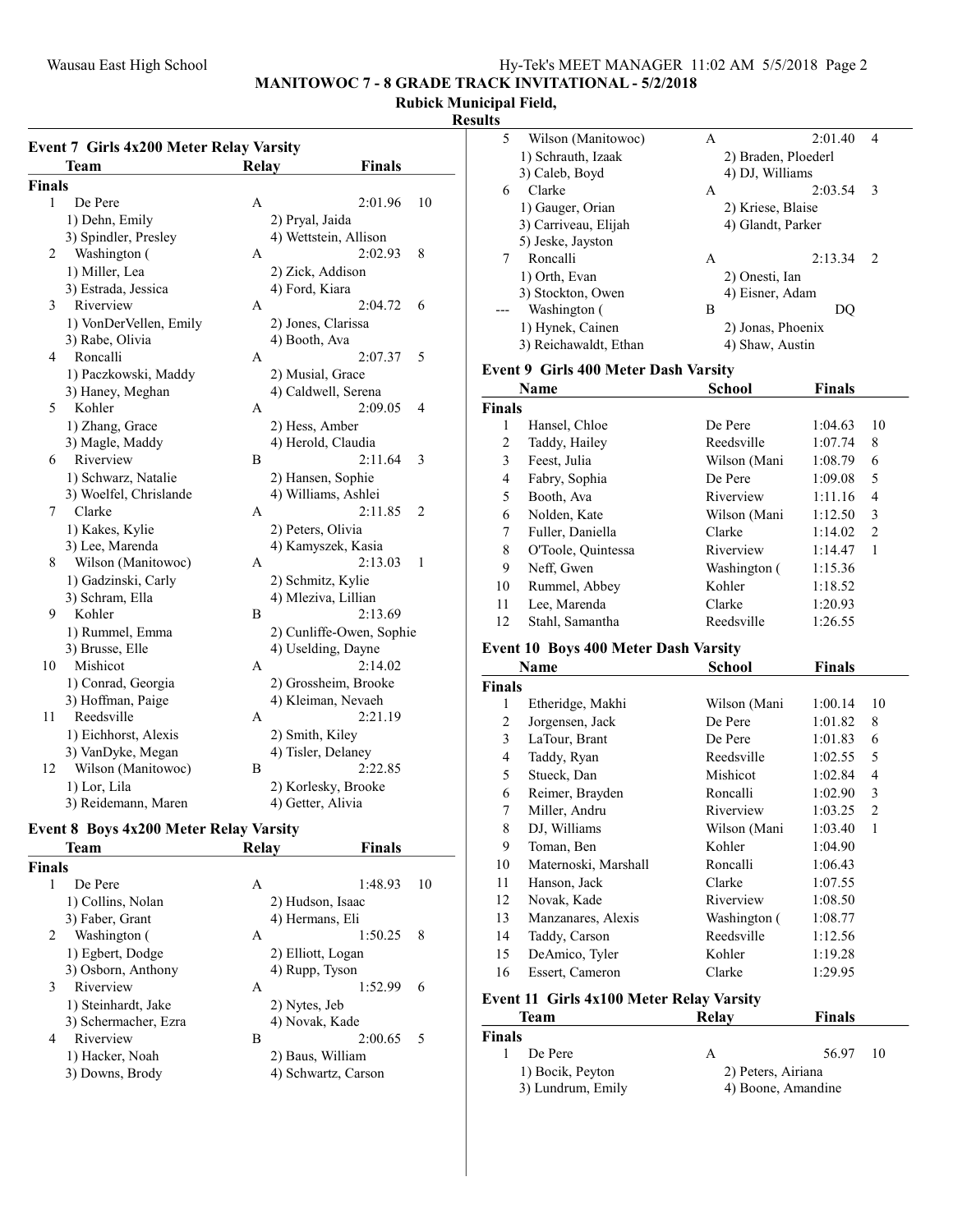## MANITOWOC 7 - 8 GRADE TRACK INVITATIONAL - 5/2/2018

**Rubick Municipal Field,**

**Results**

### Event 7 Girls 4x200 Meter Relay Varsity

| | Team | Relay | Finals | |
|---|---|---|---|---|
| **Finals** | | | | |
| 1 | De Pere | A | 2:01.96 | 10 |
| | 1) Dehn, Emily; 2) Pryal, Jaida; 3) Spindler, Presley; 4) Wettstein, Allison | | | |
| 2 | Washington ( | A | 2:02.93 | 8 |
| | 1) Miller, Lea; 2) Zick, Addison; 3) Estrada, Jessica; 4) Ford, Kiara | | | |
| 3 | Riverview | A | 2:04.72 | 6 |
| | 1) VonDerVellen, Emily; 2) Jones, Clarissa; 3) Rabe, Olivia; 4) Booth, Ava | | | |
| 4 | Roncalli | A | 2:07.37 | 5 |
| | 1) Paczkowski, Maddy; 2) Musial, Grace; 3) Haney, Meghan; 4) Caldwell, Serena | | | |
| 5 | Kohler | A | 2:09.05 | 4 |
| | 1) Zhang, Grace; 2) Hess, Amber; 3) Magle, Maddy; 4) Herold, Claudia | | | |
| 6 | Riverview | B | 2:11.64 | 3 |
| | 1) Schwarz, Natalie; 2) Hansen, Sophie; 3) Woelfel, Chrislande; 4) Williams, Ashlei | | | |
| 7 | Clarke | A | 2:11.85 | 2 |
| | 1) Kakes, Kylie; 2) Peters, Olivia; 3) Lee, Marenda; 4) Kamyszek, Kasia | | | |
| 8 | Wilson (Manitowoc) | A | 2:13.03 | 1 |
| | 1) Gadzinski, Carly; 2) Schmitz, Kylie; 3) Schram, Ella; 4) Mleziva, Lillian | | | |
| 9 | Kohler | B | 2:13.69 | |
| | 1) Rummel, Emma; 2) Cunliffe-Owen, Sophie; 3) Brusse, Elle; 4) Uselding, Dayne | | | |
| 10 | Mishicot | A | 2:14.02 | |
| | 1) Conrad, Georgia; 2) Grossheim, Brooke; 3) Hoffman, Paige; 4) Kleiman, Nevaeh | | | |
| 11 | Reedsville | A | 2:21.19 | |
| | 1) Eichhorst, Alexis; 2) Smith, Kiley; 3) VanDyke, Megan; 4) Tisler, Delaney | | | |
| 12 | Wilson (Manitowoc) | B | 2:22.85 | |
| | 1) Lor, Lila; 2) Korlesky, Brooke; 3) Reidemann, Maren; 4) Getter, Alivia | | | |

### Event 8 Boys 4x200 Meter Relay Varsity

| | Team | Relay | Finals | |
|---|---|---|---|---|
| **Finals** | | | | |
| 1 | De Pere | A | 1:48.93 | 10 |
| | 1) Collins, Nolan; 2) Hudson, Isaac; 3) Faber, Grant; 4) Hermans, Eli | | | |
| 2 | Washington ( | A | 1:50.25 | 8 |
| | 1) Egbert, Dodge; 2) Elliott, Logan; 3) Osborn, Anthony; 4) Rupp, Tyson | | | |
| 3 | Riverview | A | 1:52.99 | 6 |
| | 1) Steinhardt, Jake; 2) Nytes, Jeb; 3) Schermacher, Ezra; 4) Novak, Kade | | | |
| 4 | Riverview | B | 2:00.65 | 5 |
| | 1) Hacker, Noah; 2) Baus, William; 3) Downs, Brody; 4) Schwartz, Carson | | | |
| 5 | Wilson (Manitowoc) | A | 2:01.40 | 4 |
| | 1) Schrauth, Izaak; 2) Braden, Ploederl; 3) Caleb, Boyd; 4) DJ, Williams | | | |
| 6 | Clarke | A | 2:03.54 | 3 |
| | 1) Gauger, Orian; 2) Kriese, Blaise; 3) Carriveau, Elijah; 4) Glandt, Parker; 5) Jeske, Jayston | | | |
| 7 | Roncalli | A | 2:13.34 | 2 |
| | 1) Orth, Evan; 2) Onesti, Ian; 3) Stockton, Owen; 4) Eisner, Adam | | | |
| --- | Washington ( | B | DQ | |
| | 1) Hynek, Cainen; 2) Jonas, Phoenix; 3) Reichawaldt, Ethan; 4) Shaw, Austin | | | |

### Event 9 Girls 400 Meter Dash Varsity

| | Name | School | Finals | |
|---|---|---|---|---|
| **Finals** | | | | |
| 1 | Hansel, Chloe | De Pere | 1:04.63 | 10 |
| 2 | Taddy, Hailey | Reedsville | 1:07.74 | 8 |
| 3 | Feest, Julia | Wilson (Mani | 1:08.79 | 6 |
| 4 | Fabry, Sophia | De Pere | 1:09.08 | 5 |
| 5 | Booth, Ava | Riverview | 1:11.16 | 4 |
| 6 | Nolden, Kate | Wilson (Mani | 1:12.50 | 3 |
| 7 | Fuller, Daniella | Clarke | 1:14.02 | 2 |
| 8 | O'Toole, Quintessa | Riverview | 1:14.47 | 1 |
| 9 | Neff, Gwen | Washington ( | 1:15.36 | |
| 10 | Rummel, Abbey | Kohler | 1:18.52 | |
| 11 | Lee, Marenda | Clarke | 1:20.93 | |
| 12 | Stahl, Samantha | Reedsville | 1:26.55 | |

### Event 10 Boys 400 Meter Dash Varsity

| | Name | School | Finals | |
|---|---|---|---|---|
| **Finals** | | | | |
| 1 | Etheridge, Makhi | Wilson (Mani | 1:00.14 | 10 |
| 2 | Jorgensen, Jack | De Pere | 1:01.82 | 8 |
| 3 | LaTour, Brant | De Pere | 1:01.83 | 6 |
| 4 | Taddy, Ryan | Reedsville | 1:02.55 | 5 |
| 5 | Stueck, Dan | Mishicot | 1:02.84 | 4 |
| 6 | Reimer, Brayden | Roncalli | 1:02.90 | 3 |
| 7 | Miller, Andru | Riverview | 1:03.25 | 2 |
| 8 | DJ, Williams | Wilson (Mani | 1:03.40 | 1 |
| 9 | Toman, Ben | Kohler | 1:04.90 | |
| 10 | Maternoski, Marshall | Roncalli | 1:06.43 | |
| 11 | Hanson, Jack | Clarke | 1:07.55 | |
| 12 | Novak, Kade | Riverview | 1:08.50 | |
| 13 | Manzanares, Alexis | Washington ( | 1:08.77 | |
| 14 | Taddy, Carson | Reedsville | 1:12.56 | |
| 15 | DeAmico, Tyler | Kohler | 1:19.28 | |
| 16 | Essert, Cameron | Clarke | 1:29.95 | |

### Event 11 Girls 4x100 Meter Relay Varsity

| | Team | Relay | Finals | |
|---|---|---|---|---|
| **Finals** | | | | |
| 1 | De Pere | A | 56.97 | 10 |
| | 1) Bocik, Peyton; 2) Peters, Airiana; 3) Lundrum, Emily; 4) Boone, Amandine | | | |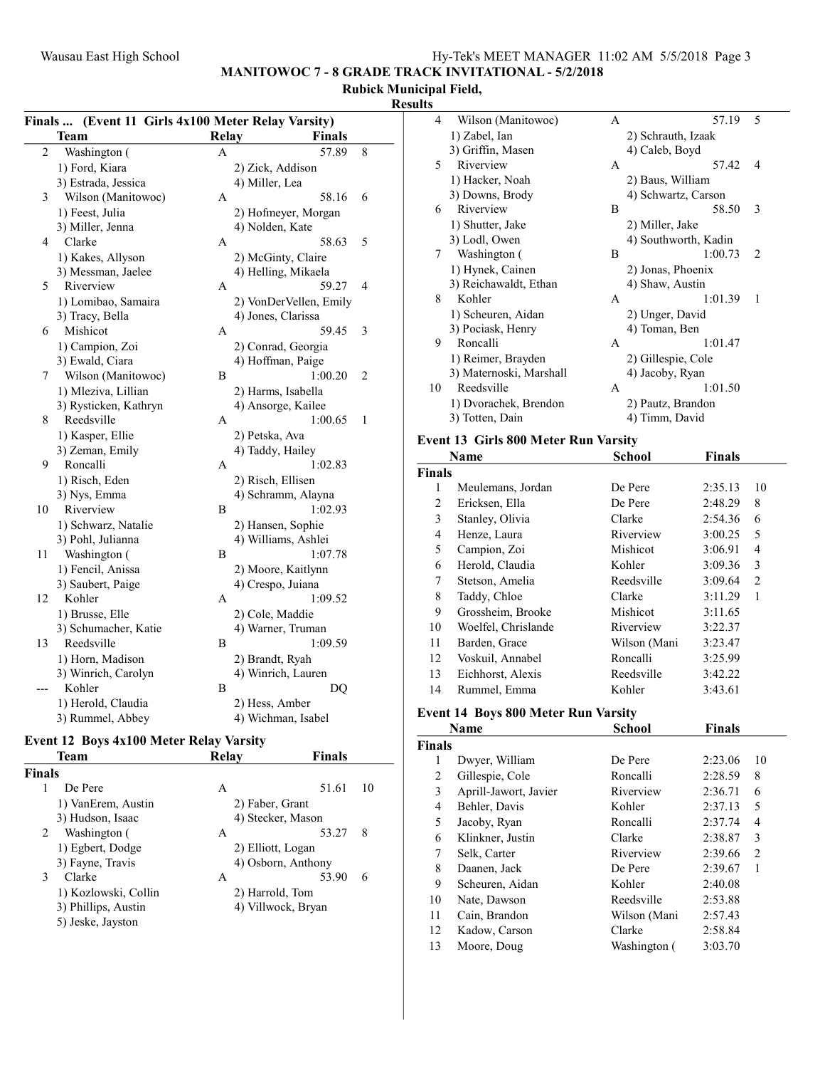MANITOWOC 7 - 8 GRADE TRACK INVITATIONAL - 5/2/2018

Rubick Municipal Field,

Results

## Finals ... (Event 11 Girls 4x100 Meter Relay Varsity)

| | Team | Relay | Finals | |
|---|---|---|---|---|
| 2 | Washington ( | A | 57.89 | 8 |
| | 1) Ford, Kiara | 2) Zick, Addison | | |
| | 3) Estrada, Jessica | 4) Miller, Lea | | |
| 3 | Wilson (Manitowoc) | A | 58.16 | 6 |
| | 1) Feest, Julia | 2) Hofmeyer, Morgan | | |
| | 3) Miller, Jenna | 4) Nolden, Kate | | |
| 4 | Clarke | A | 58.63 | 5 |
| | 1) Kakes, Allyson | 2) McGinty, Claire | | |
| | 3) Messman, Jaelee | 4) Helling, Mikaela | | |
| 5 | Riverview | A | 59.27 | 4 |
| | 1) Lomibao, Samaira | 2) VonDerVellen, Emily | | |
| | 3) Tracy, Bella | 4) Jones, Clarissa | | |
| 6 | Mishicot | A | 59.45 | 3 |
| | 1) Campion, Zoi | 2) Conrad, Georgia | | |
| | 3) Ewald, Ciara | 4) Hoffman, Paige | | |
| 7 | Wilson (Manitowoc) | B | 1:00.20 | 2 |
| | 1) Mleziva, Lillian | 2) Harms, Isabella | | |
| | 3) Rysticken, Kathryn | 4) Ansorge, Kailee | | |
| 8 | Reedsville | A | 1:00.65 | 1 |
| | 1) Kasper, Ellie | 2) Petska, Ava | | |
| | 3) Zeman, Emily | 4) Taddy, Hailey | | |
| 9 | Roncalli | A | 1:02.83 | |
| | 1) Risch, Eden | 2) Risch, Ellisen | | |
| | 3) Nys, Emma | 4) Schramm, Alayna | | |
| 10 | Riverview | B | 1:02.93 | |
| | 1) Schwarz, Natalie | 2) Hansen, Sophie | | |
| | 3) Pohl, Julianna | 4) Williams, Ashlei | | |
| 11 | Washington ( | B | 1:07.78 | |
| | 1) Fencil, Anissa | 2) Moore, Kaitlynn | | |
| | 3) Saubert, Paige | 4) Crespo, Juiana | | |
| 12 | Kohler | A | 1:09.52 | |
| | 1) Brusse, Elle | 2) Cole, Maddie | | |
| | 3) Schumacher, Katie | 4) Warner, Truman | | |
| 13 | Reedsville | B | 1:09.59 | |
| | 1) Horn, Madison | 2) Brandt, Ryah | | |
| | 3) Winrich, Carolyn | 4) Winrich, Lauren | | |
| --- | Kohler | B | DQ | |
| | 1) Herold, Claudia | 2) Hess, Amber | | |
| | 3) Rummel, Abbey | 4) Wichman, Isabel | | |

## Event 12 Boys 4x100 Meter Relay Varsity

| | Team | Relay | Finals | |
|---|---|---|---|---|
| **Finals** | | | | |
| 1 | De Pere | A | 51.61 | 10 |
| | 1) VanErem, Austin | 2) Faber, Grant | | |
| | 3) Hudson, Isaac | 4) Stecker, Mason | | |
| 2 | Washington ( | A | 53.27 | 8 |
| | 1) Egbert, Dodge | 2) Elliott, Logan | | |
| | 3) Fayne, Travis | 4) Osborn, Anthony | | |
| 3 | Clarke | A | 53.90 | 6 |
| | 1) Kozlowski, Collin | 2) Harrold, Tom | | |
| | 3) Phillips, Austin | 4) Villwock, Bryan | | |
| | 5) Jeske, Jayston | | | |
| 4 | Wilson (Manitowoc) | A | 57.19 | 5 |
| | 1) Zabel, Ian | 2) Schrauth, Izaak | | |
| | 3) Griffin, Masen | 4) Caleb, Boyd | | |
| 5 | Riverview | A | 57.42 | 4 |
| | 1) Hacker, Noah | 2) Baus, William | | |
| | 3) Downs, Brody | 4) Schwartz, Carson | | |
| 6 | Riverview | B | 58.50 | 3 |
| | 1) Shutter, Jake | 2) Miller, Jake | | |
| | 3) Lodl, Owen | 4) Southworth, Kadin | | |
| 7 | Washington ( | B | 1:00.73 | 2 |
| | 1) Hynek, Cainen | 2) Jonas, Phoenix | | |
| | 3) Reichawaldt, Ethan | 4) Shaw, Austin | | |
| 8 | Kohler | A | 1:01.39 | 1 |
| | 1) Scheuren, Aidan | 2) Unger, David | | |
| | 3) Pociask, Henry | 4) Toman, Ben | | |
| 9 | Roncalli | A | 1:01.47 | |
| | 1) Reimer, Brayden | 2) Gillespie, Cole | | |
| | 3) Maternoski, Marshall | 4) Jacoby, Ryan | | |
| 10 | Reedsville | A | 1:01.50 | |
| | 1) Dvorachek, Brendon | 2) Pautz, Brandon | | |
| | 3) Totten, Dain | 4) Timm, David | | |

## Event 13 Girls 800 Meter Run Varsity

| | Name | School | Finals | |
|---|---|---|---|---|
| **Finals** | | | | |
| 1 | Meulemans, Jordan | De Pere | 2:35.13 | 10 |
| 2 | Ericksen, Ella | De Pere | 2:48.29 | 8 |
| 3 | Stanley, Olivia | Clarke | 2:54.36 | 6 |
| 4 | Henze, Laura | Riverview | 3:00.25 | 5 |
| 5 | Campion, Zoi | Mishicot | 3:06.91 | 4 |
| 6 | Herold, Claudia | Kohler | 3:09.36 | 3 |
| 7 | Stetson, Amelia | Reedsville | 3:09.64 | 2 |
| 8 | Taddy, Chloe | Clarke | 3:11.29 | 1 |
| 9 | Grossheim, Brooke | Mishicot | 3:11.65 | |
| 10 | Woelfel, Chrislande | Riverview | 3:22.37 | |
| 11 | Barden, Grace | Wilson (Mani | 3:23.47 | |
| 12 | Voskuil, Annabel | Roncalli | 3:25.99 | |
| 13 | Eichhorst, Alexis | Reedsville | 3:42.22 | |
| 14 | Rummel, Emma | Kohler | 3:43.61 | |

## Event 14 Boys 800 Meter Run Varsity

| | Name | School | Finals | |
|---|---|---|---|---|
| **Finals** | | | | |
| 1 | Dwyer, William | De Pere | 2:23.06 | 10 |
| 2 | Gillespie, Cole | Roncalli | 2:28.59 | 8 |
| 3 | Aprill-Jawort, Javier | Riverview | 2:36.71 | 6 |
| 4 | Behler, Davis | Kohler | 2:37.13 | 5 |
| 5 | Jacoby, Ryan | Roncalli | 2:37.74 | 4 |
| 6 | Klinkner, Justin | Clarke | 2:38.87 | 3 |
| 7 | Selk, Carter | Riverview | 2:39.66 | 2 |
| 8 | Daanen, Jack | De Pere | 2:39.67 | 1 |
| 9 | Scheuren, Aidan | Kohler | 2:40.08 | |
| 10 | Nate, Dawson | Reedsville | 2:53.88 | |
| 11 | Cain, Brandon | Wilson (Mani | 2:57.43 | |
| 12 | Kadow, Carson | Clarke | 2:58.84 | |
| 13 | Moore, Doug | Washington ( | 3:03.70 | |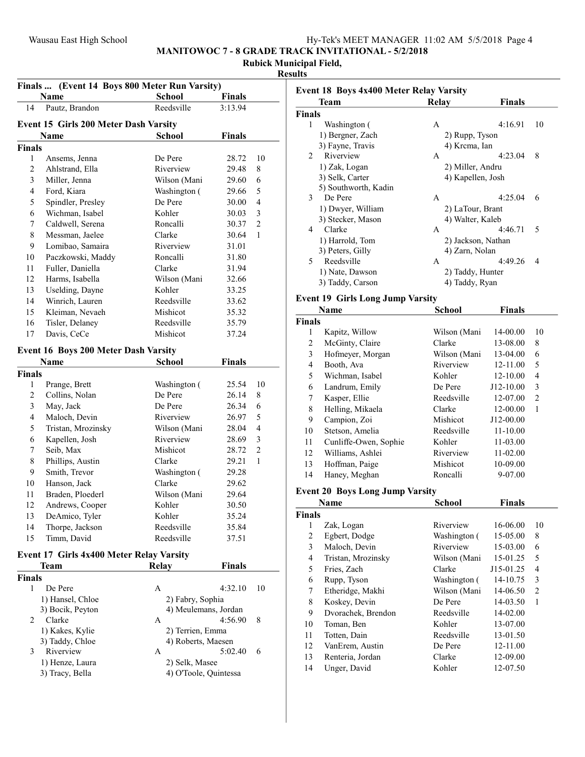## MANITOWOC 7 - 8 GRADE TRACK INVITATIONAL - 5/2/2018

**Rubick Municipal Field,**

**Results**

### Finals ... (Event 14 Boys 800 Meter Run Varsity)

| | Name | School | Finals | |
|---|---|---|---|---|
| 14 | Pautz, Brandon | Reedsville | 3:13.94 | |

### Event 15 Girls 200 Meter Dash Varsity

| | Name | School | Finals | |
|---|---|---|---|---|
| **Finals** | | | | |
| 1 | Ansems, Jenna | De Pere | 28.72 | 10 |
| 2 | Ahlstrand, Ella | Riverview | 29.48 | 8 |
| 3 | Miller, Jenna | Wilson (Mani | 29.60 | 6 |
| 4 | Ford, Kiara | Washington ( | 29.66 | 5 |
| 5 | Spindler, Presley | De Pere | 30.00 | 4 |
| 6 | Wichman, Isabel | Kohler | 30.03 | 3 |
| 7 | Caldwell, Serena | Roncalli | 30.37 | 2 |
| 8 | Messman, Jaelee | Clarke | 30.64 | 1 |
| 9 | Lomibao, Samaira | Riverview | 31.01 | |
| 10 | Paczkowski, Maddy | Roncalli | 31.80 | |
| 11 | Fuller, Daniella | Clarke | 31.94 | |
| 12 | Harms, Isabella | Wilson (Mani | 32.66 | |
| 13 | Uselding, Dayne | Kohler | 33.25 | |
| 14 | Winrich, Lauren | Reedsville | 33.62 | |
| 15 | Kleiman, Nevaeh | Mishicot | 35.32 | |
| 16 | Tisler, Delaney | Reedsville | 35.79 | |
| 17 | Davis, CeCe | Mishicot | 37.24 | |

### Event 16 Boys 200 Meter Dash Varsity

| | Name | School | Finals | |
|---|---|---|---|---|
| **Finals** | | | | |
| 1 | Prange, Brett | Washington ( | 25.54 | 10 |
| 2 | Collins, Nolan | De Pere | 26.14 | 8 |
| 3 | May, Jack | De Pere | 26.34 | 6 |
| 4 | Maloch, Devin | Riverview | 26.97 | 5 |
| 5 | Tristan, Mrozinsky | Wilson (Mani | 28.04 | 4 |
| 6 | Kapellen, Josh | Riverview | 28.69 | 3 |
| 7 | Seib, Max | Mishicot | 28.72 | 2 |
| 8 | Phillips, Austin | Clarke | 29.21 | 1 |
| 9 | Smith, Trevor | Washington ( | 29.28 | |
| 10 | Hanson, Jack | Clarke | 29.62 | |
| 11 | Braden, Ploederl | Wilson (Mani | 29.64 | |
| 12 | Andrews, Cooper | Kohler | 30.50 | |
| 13 | DeAmico, Tyler | Kohler | 35.24 | |
| 14 | Thorpe, Jackson | Reedsville | 35.84 | |
| 15 | Timm, David | Reedsville | 37.51 | |

### Event 17 Girls 4x400 Meter Relay Varsity

| | Team | Relay | Finals | |
|---|---|---|---|---|
| **Finals** | | | | |
| 1 | De Pere | A | 4:32.10 | 10 |
| | 1) Hansel, Chloe | 2) Fabry, Sophia | | |
| | 3) Bocik, Peyton | 4) Meulemans, Jordan | | |
| 2 | Clarke | A | 4:56.90 | 8 |
| | 1) Kakes, Kylie | 2) Terrien, Emma | | |
| | 3) Taddy, Chloe | 4) Roberts, Maesen | | |
| 3 | Riverview | A | 5:02.40 | 6 |
| | 1) Henze, Laura | 2) Selk, Masee | | |
| | 3) Tracy, Bella | 4) O'Toole, Quintessa | | |

### Event 18 Boys 4x400 Meter Relay Varsity

| | Team | Relay | Finals | |
|---|---|---|---|---|
| **Finals** | | | | |
| 1 | Washington ( | A | 4:16.91 | 10 |
| | 1) Bergner, Zach | 2) Rupp, Tyson | | |
| | 3) Fayne, Travis | 4) Krcma, Ian | | |
| 2 | Riverview | A | 4:23.04 | 8 |
| | 1) Zak, Logan | 2) Miller, Andru | | |
| | 3) Selk, Carter | 4) Kapellen, Josh | | |
| | 5) Southworth, Kadin | | | |
| 3 | De Pere | A | 4:25.04 | 6 |
| | 1) Dwyer, William | 2) LaTour, Brant | | |
| | 3) Stecker, Mason | 4) Walter, Kaleb | | |
| 4 | Clarke | A | 4:46.71 | 5 |
| | 1) Harrold, Tom | 2) Jackson, Nathan | | |
| | 3) Peters, Gilly | 4) Zarn, Nolan | | |
| 5 | Reedsville | A | 4:49.26 | 4 |
| | 1) Nate, Dawson | 2) Taddy, Hunter | | |
| | 3) Taddy, Carson | 4) Taddy, Ryan | | |

### Event 19 Girls Long Jump Varsity

| | Name | School | Finals | |
|---|---|---|---|---|
| **Finals** | | | | |
| 1 | Kapitz, Willow | Wilson (Mani | 14-00.00 | 10 |
| 2 | McGinty, Claire | Clarke | 13-08.00 | 8 |
| 3 | Hofmeyer, Morgan | Wilson (Mani | 13-04.00 | 6 |
| 4 | Booth, Ava | Riverview | 12-11.00 | 5 |
| 5 | Wichman, Isabel | Kohler | 12-10.00 | 4 |
| 6 | Landrum, Emily | De Pere | J12-10.00 | 3 |
| 7 | Kasper, Ellie | Reedsville | 12-07.00 | 2 |
| 8 | Helling, Mikaela | Clarke | 12-00.00 | 1 |
| 9 | Campion, Zoi | Mishicot | J12-00.00 | |
| 10 | Stetson, Amelia | Reedsville | 11-10.00 | |
| 11 | Cunliffe-Owen, Sophie | Kohler | 11-03.00 | |
| 12 | Williams, Ashlei | Riverview | 11-02.00 | |
| 13 | Hoffman, Paige | Mishicot | 10-09.00 | |
| 14 | Haney, Meghan | Roncalli | 9-07.00 | |

### Event 20 Boys Long Jump Varsity

| | Name | School | Finals | |
|---|---|---|---|---|
| **Finals** | | | | |
| 1 | Zak, Logan | Riverview | 16-06.00 | 10 |
| 2 | Egbert, Dodge | Washington ( | 15-05.00 | 8 |
| 3 | Maloch, Devin | Riverview | 15-03.00 | 6 |
| 4 | Tristan, Mrozinsky | Wilson (Mani | 15-01.25 | 5 |
| 5 | Fries, Zach | Clarke | J15-01.25 | 4 |
| 6 | Rupp, Tyson | Washington ( | 14-10.75 | 3 |
| 7 | Etheridge, Makhi | Wilson (Mani | 14-06.50 | 2 |
| 8 | Koskey, Devin | De Pere | 14-03.50 | 1 |
| 9 | Dvorachek, Brendon | Reedsville | 14-02.00 | |
| 10 | Toman, Ben | Kohler | 13-07.00 | |
| 11 | Totten, Dain | Reedsville | 13-01.50 | |
| 12 | VanErem, Austin | De Pere | 12-11.00 | |
| 13 | Renteria, Jordan | Clarke | 12-09.00 | |
| 14 | Unger, David | Kohler | 12-07.50 | |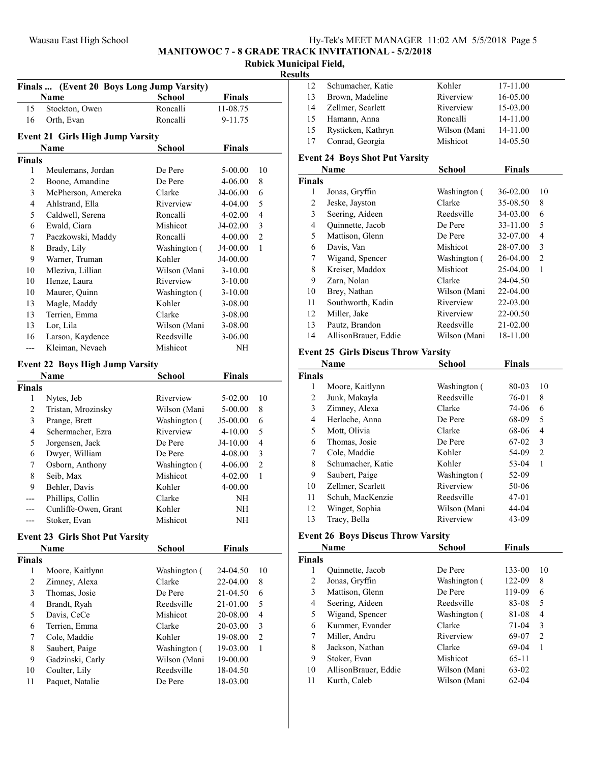**MANITOWOC 7 - 8 GRADE TRACK INVITATIONAL - 5/2/2018**

**Rubick Municipal Field,**

**Results**

### Finals ... (Event 20 Boys Long Jump Varsity)

| | Name | School | Finals | |
|---|---|---|---|---|
| 15 | Stockton, Owen | Roncalli | 11-08.75 | |
| 16 | Orth, Evan | Roncalli | 9-11.75 | |

### Event 21 Girls High Jump Varsity

| | Name | School | Finals | |
|---|---|---|---|---|
| **Finals** | | | | |
| 1 | Meulemans, Jordan | De Pere | 5-00.00 | 10 |
| 2 | Boone, Amandine | De Pere | 4-06.00 | 8 |
| 3 | McPherson, Amereka | Clarke | J4-06.00 | 6 |
| 4 | Ahlstrand, Ella | Riverview | 4-04.00 | 5 |
| 5 | Caldwell, Serena | Roncalli | 4-02.00 | 4 |
| 6 | Ewald, Ciara | Mishicot | J4-02.00 | 3 |
| 7 | Paczkowski, Maddy | Roncalli | 4-00.00 | 2 |
| 8 | Brady, Lily | Washington ( | J4-00.00 | 1 |
| 9 | Warner, Truman | Kohler | J4-00.00 | |
| 10 | Mleziva, Lillian | Wilson (Mani | 3-10.00 | |
| 10 | Henze, Laura | Riverview | 3-10.00 | |
| 10 | Maurer, Quinn | Washington ( | 3-10.00 | |
| 13 | Magle, Maddy | Kohler | 3-08.00 | |
| 13 | Terrien, Emma | Clarke | 3-08.00 | |
| 13 | Lor, Lila | Wilson (Mani | 3-08.00 | |
| 16 | Larson, Kaydence | Reedsville | 3-06.00 | |
| --- | Kleiman, Nevaeh | Mishicot | NH | |

### Event 22 Boys High Jump Varsity

| | Name | School | Finals | |
|---|---|---|---|---|
| **Finals** | | | | |
| 1 | Nytes, Jeb | Riverview | 5-02.00 | 10 |
| 2 | Tristan, Mrozinsky | Wilson (Mani | 5-00.00 | 8 |
| 3 | Prange, Brett | Washington ( | J5-00.00 | 6 |
| 4 | Schermacher, Ezra | Riverview | 4-10.00 | 5 |
| 5 | Jorgensen, Jack | De Pere | J4-10.00 | 4 |
| 6 | Dwyer, William | De Pere | 4-08.00 | 3 |
| 7 | Osborn, Anthony | Washington ( | 4-06.00 | 2 |
| 8 | Seib, Max | Mishicot | 4-02.00 | 1 |
| 9 | Behler, Davis | Kohler | 4-00.00 | |
| --- | Phillips, Collin | Clarke | NH | |
| --- | Cunliffe-Owen, Grant | Kohler | NH | |
| --- | Stoker, Evan | Mishicot | NH | |

### Event 23 Girls Shot Put Varsity

| | Name | School | Finals | |
|---|---|---|---|---|
| **Finals** | | | | |
| 1 | Moore, Kaitlynn | Washington ( | 24-04.50 | 10 |
| 2 | Zimney, Alexa | Clarke | 22-04.00 | 8 |
| 3 | Thomas, Josie | De Pere | 21-04.50 | 6 |
| 4 | Brandt, Ryah | Reedsville | 21-01.00 | 5 |
| 5 | Davis, CeCe | Mishicot | 20-08.00 | 4 |
| 6 | Terrien, Emma | Clarke | 20-03.00 | 3 |
| 7 | Cole, Maddie | Kohler | 19-08.00 | 2 |
| 8 | Saubert, Paige | Washington ( | 19-03.00 | 1 |
| 9 | Gadzinski, Carly | Wilson (Mani | 19-00.00 | |
| 10 | Coulter, Lily | Reedsville | 18-04.50 | |
| 11 | Paquet, Natalie | De Pere | 18-03.00 | |
| 12 | Schumacher, Katie | Kohler | 17-11.00 | |
| 13 | Brown, Madeline | Riverview | 16-05.00 | |
| 14 | Zellmer, Scarlett | Riverview | 15-03.00 | |
| 15 | Hamann, Anna | Roncalli | 14-11.00 | |
| 15 | Rysticken, Kathryn | Wilson (Mani | 14-11.00 | |
| 17 | Conrad, Georgia | Mishicot | 14-05.50 | |

### Event 24 Boys Shot Put Varsity

| | Name | School | Finals | |
|---|---|---|---|---|
| **Finals** | | | | |
| 1 | Jonas, Gryffin | Washington ( | 36-02.00 | 10 |
| 2 | Jeske, Jayston | Clarke | 35-08.50 | 8 |
| 3 | Seering, Aideen | Reedsville | 34-03.00 | 6 |
| 4 | Quinnette, Jacob | De Pere | 33-11.00 | 5 |
| 5 | Mattison, Glenn | De Pere | 32-07.00 | 4 |
| 6 | Davis, Van | Mishicot | 28-07.00 | 3 |
| 7 | Wigand, Spencer | Washington ( | 26-04.00 | 2 |
| 8 | Kreiser, Maddox | Mishicot | 25-04.00 | 1 |
| 9 | Zarn, Nolan | Clarke | 24-04.50 | |
| 10 | Brey, Nathan | Wilson (Mani | 22-04.00 | |
| 11 | Southworth, Kadin | Riverview | 22-03.00 | |
| 12 | Miller, Jake | Riverview | 22-00.50 | |
| 13 | Pautz, Brandon | Reedsville | 21-02.00 | |
| 14 | AllisonBrauer, Eddie | Wilson (Mani | 18-11.00 | |

### Event 25 Girls Discus Throw Varsity

| | Name | School | Finals | |
|---|---|---|---|---|
| **Finals** | | | | |
| 1 | Moore, Kaitlynn | Washington ( | 80-03 | 10 |
| 2 | Junk, Makayla | Reedsville | 76-01 | 8 |
| 3 | Zimney, Alexa | Clarke | 74-06 | 6 |
| 4 | Herlache, Anna | De Pere | 68-09 | 5 |
| 5 | Mott, Olivia | Clarke | 68-06 | 4 |
| 6 | Thomas, Josie | De Pere | 67-02 | 3 |
| 7 | Cole, Maddie | Kohler | 54-09 | 2 |
| 8 | Schumacher, Katie | Kohler | 53-04 | 1 |
| 9 | Saubert, Paige | Washington ( | 52-09 | |
| 10 | Zellmer, Scarlett | Riverview | 50-06 | |
| 11 | Schuh, MacKenzie | Reedsville | 47-01 | |
| 12 | Winget, Sophia | Wilson (Mani | 44-04 | |
| 13 | Tracy, Bella | Riverview | 43-09 | |

### Event 26 Boys Discus Throw Varsity

| | Name | School | Finals | |
|---|---|---|---|---|
| **Finals** | | | | |
| 1 | Quinnette, Jacob | De Pere | 133-00 | 10 |
| 2 | Jonas, Gryffin | Washington ( | 122-09 | 8 |
| 3 | Mattison, Glenn | De Pere | 119-09 | 6 |
| 4 | Seering, Aideen | Reedsville | 83-08 | 5 |
| 5 | Wigand, Spencer | Washington ( | 81-08 | 4 |
| 6 | Kummer, Evander | Clarke | 71-04 | 3 |
| 7 | Miller, Andru | Riverview | 69-07 | 2 |
| 8 | Jackson, Nathan | Clarke | 69-04 | 1 |
| 9 | Stoker, Evan | Mishicot | 65-11 | |
| 10 | AllisonBrauer, Eddie | Wilson (Mani | 63-02 | |
| 11 | Kurth, Caleb | Wilson (Mani | 62-04 | |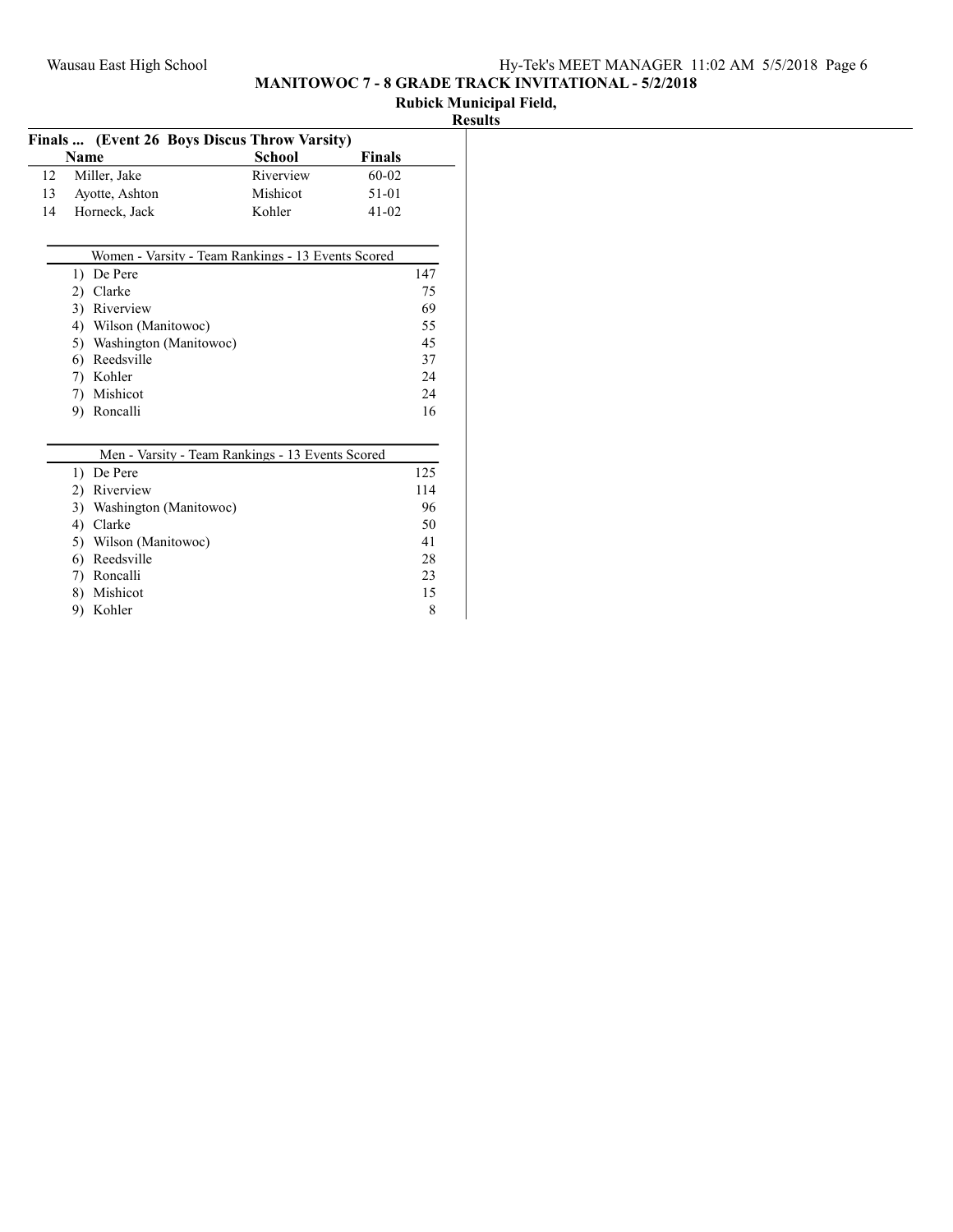**Finals ... (Event 26 Boys Discus Throw Varsity)**

| | Name | School | Finals |
|---|---|---|---|
| 12 | Miller, Jake | Riverview | 60-02 |
| 13 | Ayotte, Ashton | Mishicot | 51-01 |
| 14 | Horneck, Jack | Kohler | 41-02 |

**Women - Varsity - Team Rankings - 13 Events Scored**

| | | |
|---|---|---|
| 1) | De Pere | 147 |
| 2) | Clarke | 75 |
| 3) | Riverview | 69 |
| 4) | Wilson (Manitowoc) | 55 |
| 5) | Washington (Manitowoc) | 45 |
| 6) | Reedsville | 37 |
| 7) | Kohler | 24 |
| 7) | Mishicot | 24 |
| 9) | Roncalli | 16 |

**Men - Varsity - Team Rankings - 13 Events Scored**

| | | |
|---|---|---|
| 1) | De Pere | 125 |
| 2) | Riverview | 114 |
| 3) | Washington (Manitowoc) | 96 |
| 4) | Clarke | 50 |
| 5) | Wilson (Manitowoc) | 41 |
| 6) | Reedsville | 28 |
| 7) | Roncalli | 23 |
| 8) | Mishicot | 15 |
| 9) | Kohler | 8 |